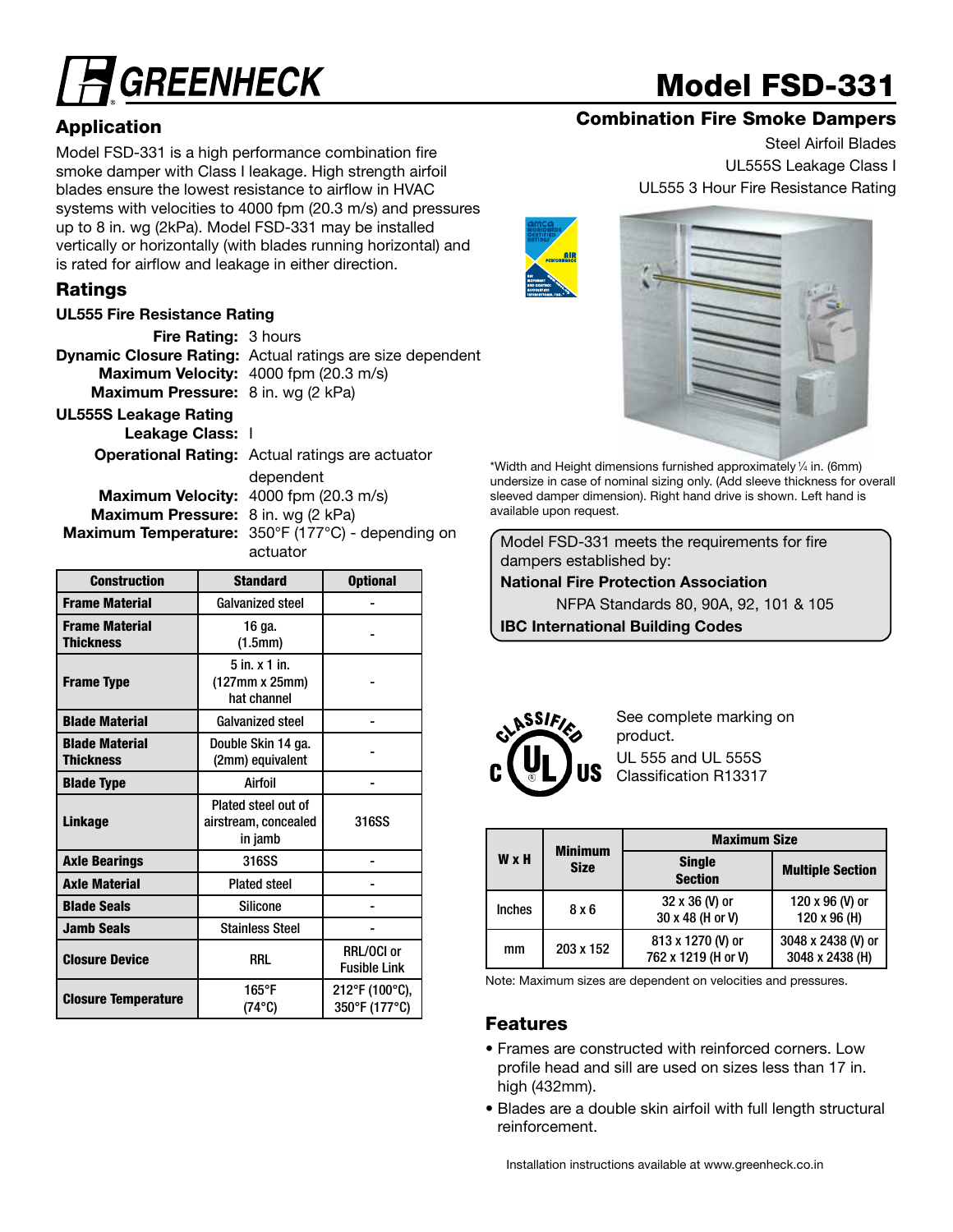# Model FSD-331

## Combination Fire Smoke Dampers

Steel Airfoil Blades
UL555S Leakage Class I
UL555 3 Hour Fire Resistance Rating

## Application

Model FSD-331 is a high performance combination fire smoke damper with Class I leakage. High strength airfoil blades ensure the lowest resistance to airflow in HVAC systems with velocities to 4000 fpm (20.3 m/s) and pressures up to 8 in. wg (2kPa). Model FSD-331 may be installed vertically or horizontally (with blades running horizontal) and is rated for airflow and leakage in either direction.

## Ratings

### UL555 Fire Resistance Rating

**Fire Rating:** 3 hours
**Dynamic Closure Rating:** Actual ratings are size dependent
**Maximum Velocity:** 4000 fpm (20.3 m/s)
**Maximum Pressure:** 8 in. wg (2 kPa)

### UL555S Leakage Rating

**Leakage Class:** I
**Operational Rating:** Actual ratings are actuator dependent
**Maximum Velocity:** 4000 fpm (20.3 m/s)
**Maximum Pressure:** 8 in. wg (2 kPa)
**Maximum Temperature:** 350°F (177°C) - depending on actuator

| Construction | Standard | Optional |
|---|---|---|
| **Frame Material** | Galvanized steel | - |
| **Frame Material Thickness** | 16 ga. (1.5mm) | - |
| **Frame Type** | 5 in. x 1 in. (127mm x 25mm) hat channel | - |
| **Blade Material** | Galvanized steel | - |
| **Blade Material Thickness** | Double Skin 14 ga. (2mm) equivalent | - |
| **Blade Type** | Airfoil | - |
| **Linkage** | Plated steel out of airstream, concealed in jamb | 316SS |
| **Axle Bearings** | 316SS | - |
| **Axle Material** | Plated steel | - |
| **Blade Seals** | Silicone | - |
| **Jamb Seals** | Stainless Steel | - |
| **Closure Device** | RRL | RRL/OCI or Fusible Link |
| **Closure Temperature** | 165°F (74°C) | 212°F (100°C), 350°F (177°C) |

*Width and Height dimensions furnished approximately ¼ in. (6mm) undersize in case of nominal sizing only. (Add sleeve thickness for overall sleeved damper dimension). Right hand drive is shown. Left hand is available upon request.

Model FSD-331 meets the requirements for fire dampers established by:
**National Fire Protection Association**
NFPA Standards 80, 90A, 92, 101 & 105
**IBC International Building Codes**

See complete marking on product.
UL 555 and UL 555S Classification R13317

| W x H | Minimum Size | Maximum Size | |
|---|---|---|---|
| | | **Single Section** | **Multiple Section** |
| Inches | 8 x 6 | 32 x 36 (V) or 30 x 48 (H or V) | 120 x 96 (V) or 120 x 96 (H) |
| mm | 203 x 152 | 813 x 1270 (V) or 762 x 1219 (H or V) | 3048 x 2438 (V) or 3048 x 2438 (H) |

Note: Maximum sizes are dependent on velocities and pressures.

## Features

- Frames are constructed with reinforced corners. Low profile head and sill are used on sizes less than 17 in. high (432mm).
- Blades are a double skin airfoil with full length structural reinforcement.

Installation instructions available at www.greenheck.co.in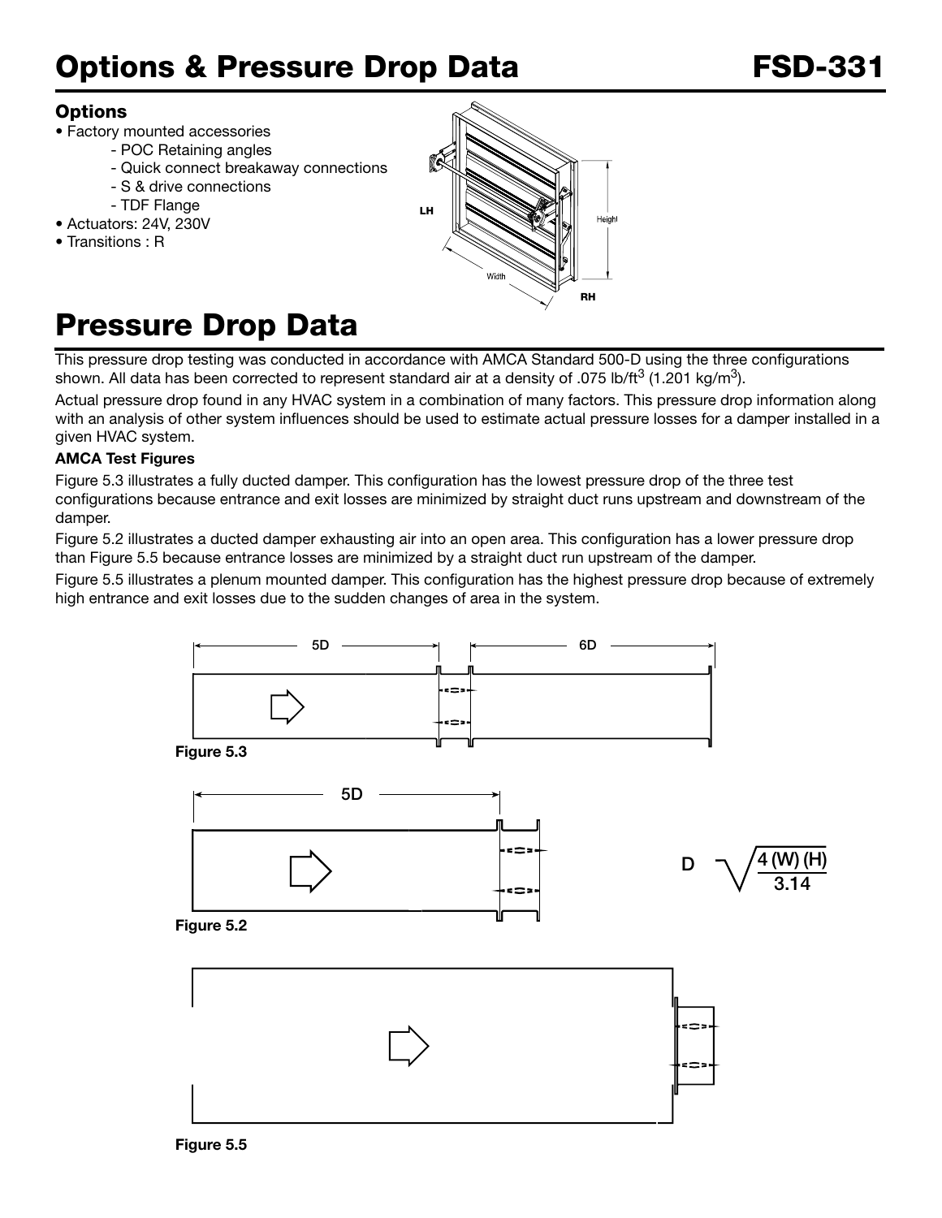# Options & Pressure Drop Data

**FSD-331**

### Options

- Factory mounted accessories
    - POC Retaining angles
    - Quick connect breakaway connections
    - S & drive connections
    - TDF Flange
- Actuators: 24V, 230V
- Transitions : R

# Pressure Drop Data

This pressure drop testing was conducted in accordance with AMCA Standard 500-D using the three configurations shown. All data has been corrected to represent standard air at a density of .075 lb/ft$^3$ (1.201 kg/m$^3$).

Actual pressure drop found in any HVAC system in a combination of many factors. This pressure drop information along with an analysis of other system influences should be used to estimate actual pressure losses for a damper installed in a given HVAC system.

**AMCA Test Figures**

Figure 5.3 illustrates a fully ducted damper. This configuration has the lowest pressure drop of the three test configurations because entrance and exit losses are minimized by straight duct runs upstream and downstream of the damper.

Figure 5.2 illustrates a ducted damper exhausting air into an open area. This configuration has a lower pressure drop than Figure 5.5 because entrance losses are minimized by a straight duct run upstream of the damper.

Figure 5.5 illustrates a plenum mounted damper. This configuration has the highest pressure drop because of extremely high entrance and exit losses due to the sudden changes of area in the system.

**Figure 5.3**

**Figure 5.2**

$$D = \sqrt{\frac{4\,(W)\,(H)}{3.14}}$$

**Figure 5.5**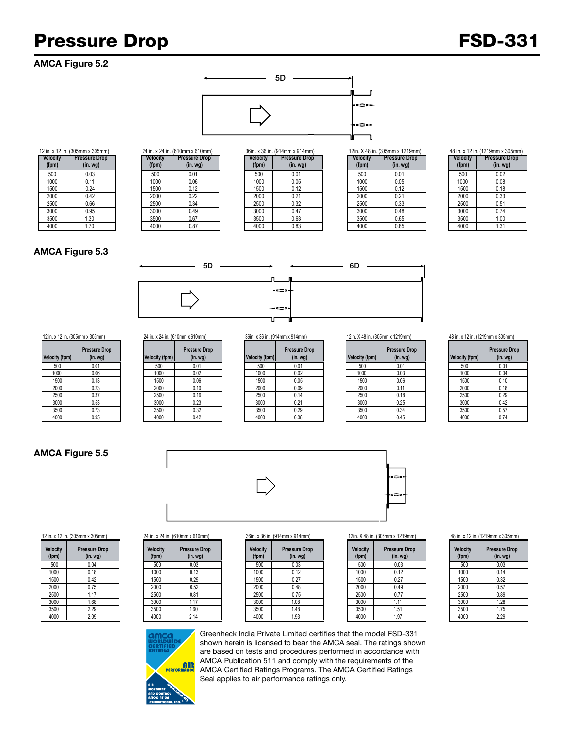# Pressure Drop

# FSD-331

## AMCA Figure 5.2

5D

12 in. x 12 in. (305mm x 305mm)

| Velocity (fpm) | Pressure Drop (in. wg) |
|---|---|
| 500 | 0.03 |
| 1000 | 0.11 |
| 1500 | 0.24 |
| 2000 | 0.42 |
| 2500 | 0.66 |
| 3000 | 0.95 |
| 3500 | 1.30 |
| 4000 | 1.70 |

24 in. x 24 in. (610mm x 610mm)

| Velocity (fpm) | Pressure Drop (in. wg) |
|---|---|
| 500 | 0.01 |
| 1000 | 0.06 |
| 1500 | 0.12 |
| 2000 | 0.22 |
| 2500 | 0.34 |
| 3000 | 0.49 |
| 3500 | 0.67 |
| 4000 | 0.87 |

36in. x 36 in. (914mm x 914mm)

| Velocity (fpm) | Pressure Drop (in. wg) |
|---|---|
| 500 | 0.01 |
| 1000 | 0.05 |
| 1500 | 0.12 |
| 2000 | 0.21 |
| 2500 | 0.32 |
| 3000 | 0.47 |
| 3500 | 0.63 |
| 4000 | 0.83 |

12in. X 48 in. (305mm x 1219mm)

| Velocity (fpm) | Pressure Drop (in. wg) |
|---|---|
| 500 | 0.01 |
| 1000 | 0.05 |
| 1500 | 0.12 |
| 2000 | 0.21 |
| 2500 | 0.33 |
| 3000 | 0.48 |
| 3500 | 0.65 |
| 4000 | 0.85 |

48 in. x 12 in. (1219mm x 305mm)

| Velocity (fpm) | Pressure Drop (in. wg) |
|---|---|
| 500 | 0.02 |
| 1000 | 0.08 |
| 1500 | 0.18 |
| 2000 | 0.33 |
| 2500 | 0.51 |
| 3000 | 0.74 |
| 3500 | 1.00 |
| 4000 | 1.31 |

## AMCA Figure 5.3

5D 6D

12 in. x 12 in. (305mm x 305mm)

| Velocity (fpm) | Pressure Drop (in. wg) |
|---|---|
| 500 | 0.01 |
| 1000 | 0.06 |
| 1500 | 0.13 |
| 2000 | 0.23 |
| 2500 | 0.37 |
| 3000 | 0.53 |
| 3500 | 0.73 |
| 4000 | 0.95 |

24 in. x 24 in. (610mm x 610mm)

| Velocity (fpm) | Pressure Drop (in. wg) |
|---|---|
| 500 | 0.01 |
| 1000 | 0.02 |
| 1500 | 0.06 |
| 2000 | 0.10 |
| 2500 | 0.16 |
| 3000 | 0.23 |
| 3500 | 0.32 |
| 4000 | 0.42 |

36in. x 36 in. (914mm x 914mm)

| Velocity (fpm) | Pressure Drop (in. wg) |
|---|---|
| 500 | 0.01 |
| 1000 | 0.02 |
| 1500 | 0.05 |
| 2000 | 0.09 |
| 2500 | 0.14 |
| 3000 | 0.21 |
| 3500 | 0.29 |
| 4000 | 0.38 |

12in. X 48 in. (305mm x 1219mm)

| Velocity (fpm) | Pressure Drop (in. wg) |
|---|---|
| 500 | 0.01 |
| 1000 | 0.03 |
| 1500 | 0.06 |
| 2000 | 0.11 |
| 2500 | 0.18 |
| 3000 | 0.25 |
| 3500 | 0.34 |
| 4000 | 0.45 |

48 in. x 12 in. (1219mm x 305mm)

| Velocity (fpm) | Pressure Drop (in. wg) |
|---|---|
| 500 | 0.01 |
| 1000 | 0.04 |
| 1500 | 0.10 |
| 2000 | 0.18 |
| 2500 | 0.29 |
| 3000 | 0.42 |
| 3500 | 0.57 |
| 4000 | 0.74 |

## AMCA Figure 5.5

12 in. x 12 in. (305mm x 305mm)

| Velocity (fpm) | Pressure Drop (in. wg) |
|---|---|
| 500 | 0.04 |
| 1000 | 0.18 |
| 1500 | 0.42 |
| 2000 | 0.75 |
| 2500 | 1.17 |
| 3000 | 1.68 |
| 3500 | 2.29 |
| 4000 | 2.09 |

24 in. x 24 in. (610mm x 610mm)

| Velocity (fpm) | Pressure Drop (in. wg) |
|---|---|
| 500 | 0.03 |
| 1000 | 0.13 |
| 1500 | 0.29 |
| 2000 | 0.52 |
| 2500 | 0.81 |
| 3000 | 1.17 |
| 3500 | 1.60 |
| 4000 | 2.14 |

36in. x 36 in. (914mm x 914mm)

| Velocity (fpm) | Pressure Drop (in. wg) |
|---|---|
| 500 | 0.03 |
| 1000 | 0.12 |
| 1500 | 0.27 |
| 2000 | 0.48 |
| 2500 | 0.75 |
| 3000 | 1.08 |
| 3500 | 1.48 |
| 4000 | 1.93 |

12in. X 48 in. (305mm x 1219mm)

| Velocity (fpm) | Pressure Drop (in. wg) |
|---|---|
| 500 | 0.03 |
| 1000 | 0.12 |
| 1500 | 0.27 |
| 2000 | 0.49 |
| 2500 | 0.77 |
| 3000 | 1.11 |
| 3500 | 1.51 |
| 4000 | 1.97 |

48 in. x 12 in. (1219mm x 305mm)

| Velocity (fpm) | Pressure Drop (in. wg) |
|---|---|
| 500 | 0.03 |
| 1000 | 0.14 |
| 1500 | 0.32 |
| 2000 | 0.57 |
| 2500 | 0.89 |
| 3000 | 1.28 |
| 3500 | 1.75 |
| 4000 | 2.29 |

Greenheck India Private Limited certifies that the model FSD-331 shown herein is licensed to bear the AMCA seal. The ratings shown are based on tests and procedures performed in accordance with AMCA Publication 511 and comply with the requirements of the AMCA Certified Ratings Programs. The AMCA Certified Ratings Seal applies to air performance ratings only.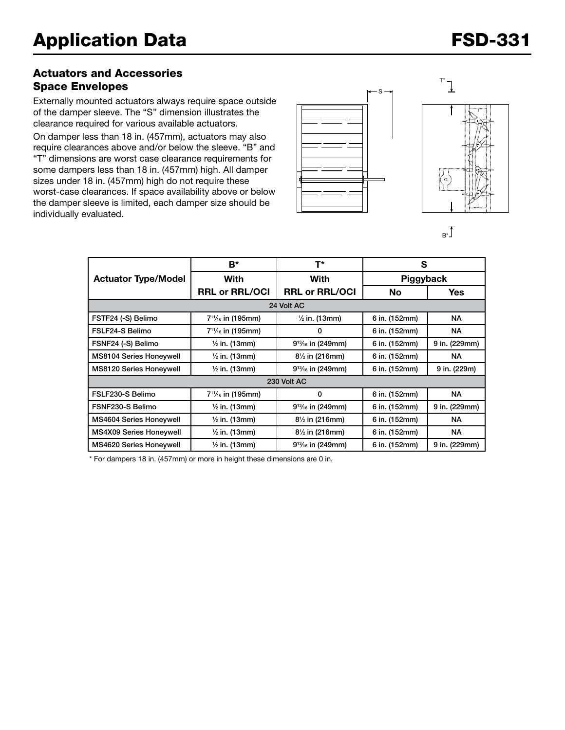# Application Data

FSD-331

### Actuators and Accessories Space Envelopes

Externally mounted actuators always require space outside of the damper sleeve. The "S" dimension illustrates the clearance required for various available actuators.

On damper less than 18 in. (457mm), actuators may also require clearances above and/or below the sleeve. "B" and "T" dimensions are worst case clearance requirements for some dampers less than 18 in. (457mm) high. All damper sizes under 18 in. (457mm) high do not require these worst-case clearances. If space availability above or below the damper sleeve is limited, each damper size should be individually evaluated.

| Actuator Type/Model | B* | T* | S | |
|---|---|---|---|---|
| | With | With | Piggyback | |
| | RRL or RRL/OCI | RRL or RRL/OCI | No | Yes |
| 24 Volt AC | | | | |
| FSTF24 (-S) Belimo | 7¹¹⁄₁₆ in (195mm) | ½ in. (13mm) | 6 in. (152mm) | NA |
| FSLF24-S Belimo | 7¹¹⁄₁₆ in (195mm) | 0 | 6 in. (152mm) | NA |
| FSNF24 (-S) Belimo | ½ in. (13mm) | 9¹³⁄₁₆ in (249mm) | 6 in. (152mm) | 9 in. (229mm) |
| MS8104 Series Honeywell | ½ in. (13mm) | 8½ in (216mm) | 6 in. (152mm) | NA |
| MS8120 Series Honeywell | ½ in. (13mm) | 9¹³⁄₁₆ in (249mm) | 6 in. (152mm) | 9 in. (229m) |
| 230 Volt AC | | | | |
| FSLF230-S Belimo | 7¹¹⁄₁₆ in (195mm) | 0 | 6 in. (152mm) | NA |
| FSNF230-S Belimo | ½ in. (13mm) | 9¹³⁄₁₆ in (249mm) | 6 in. (152mm) | 9 in. (229mm) |
| MS4604 Series Honeywell | ½ in. (13mm) | 8½ in (216mm) | 6 in. (152mm) | NA |
| MS4X09 Series Honeywell | ½ in. (13mm) | 8½ in (216mm) | 6 in. (152mm) | NA |
| MS4620 Series Honeywell | ½ in. (13mm) | 9¹³⁄₁₆ in (249mm) | 6 in. (152mm) | 9 in. (229mm) |

* For dampers 18 in. (457mm) or more in height these dimensions are 0 in.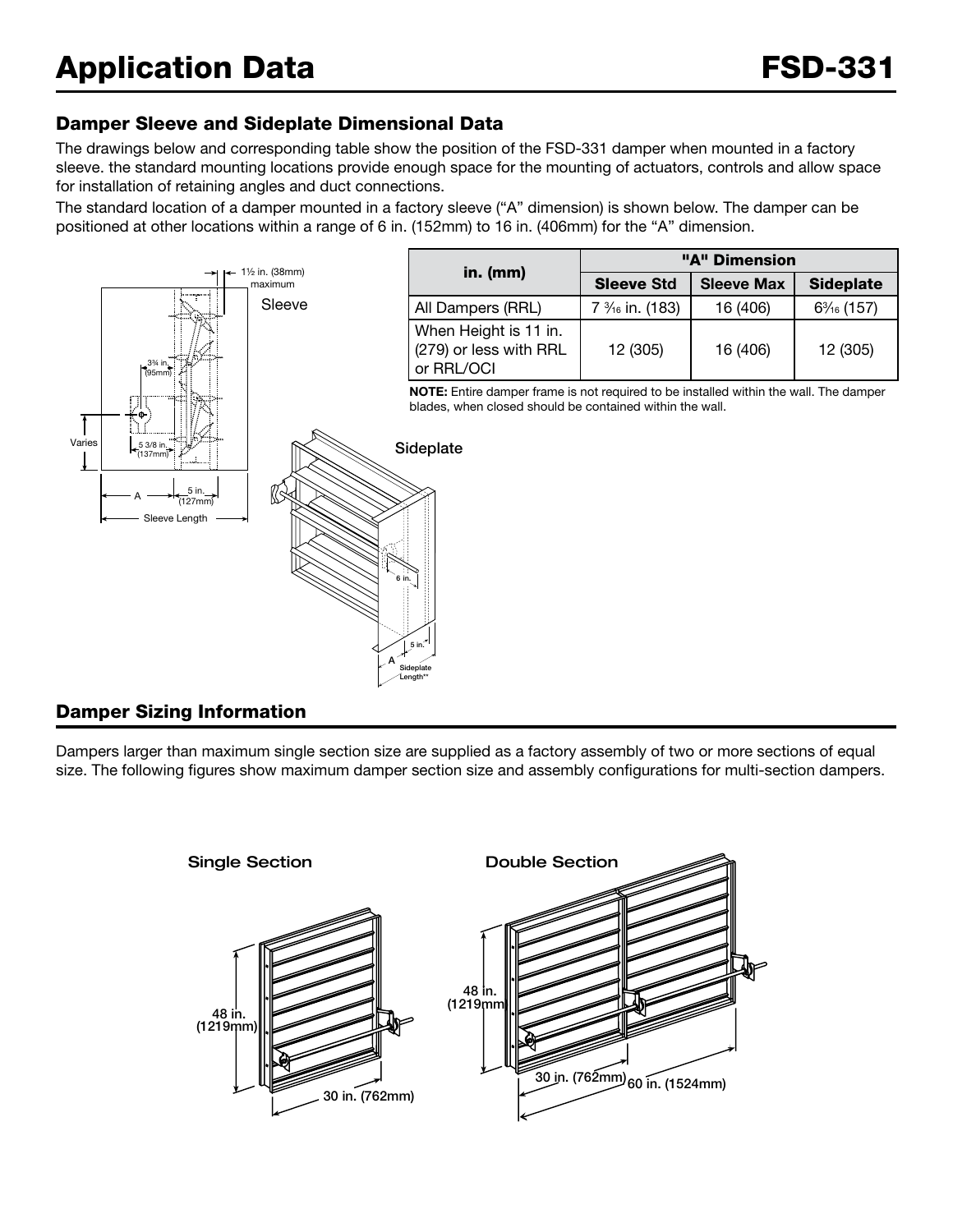# Application Data

## Damper Sleeve and Sideplate Dimensional Data

The drawings below and corresponding table show the position of the FSD-331 damper when mounted in a factory sleeve. the standard mounting locations provide enough space for the mounting of actuators, controls and allow space for installation of retaining angles and duct connections.

The standard location of a damper mounted in a factory sleeve ("A" dimension) is shown below. The damper can be positioned at other locations within a range of 6 in. (152mm) to 16 in. (406mm) for the "A" dimension.

| in. (mm) | "A" Dimension | | |
|---|---|---|---|
| | Sleeve Std | Sleeve Max | Sideplate |
| All Dampers (RRL) | 7 3⁄16 in. (183) | 16 (406) | 6 3⁄16 (157) |
| When Height is 11 in. (279) or less with RRL or RRL/OCI | 12 (305) | 16 (406) | 12 (305) |

**NOTE:** Entire damper frame is not required to be installed within the wall. The damper blades, when closed should be contained within the wall.

## Damper Sizing Information

Dampers larger than maximum single section size are supplied as a factory assembly of two or more sections of equal size. The following figures show maximum damper section size and assembly configurations for multi-section dampers.

Single Section

Double Section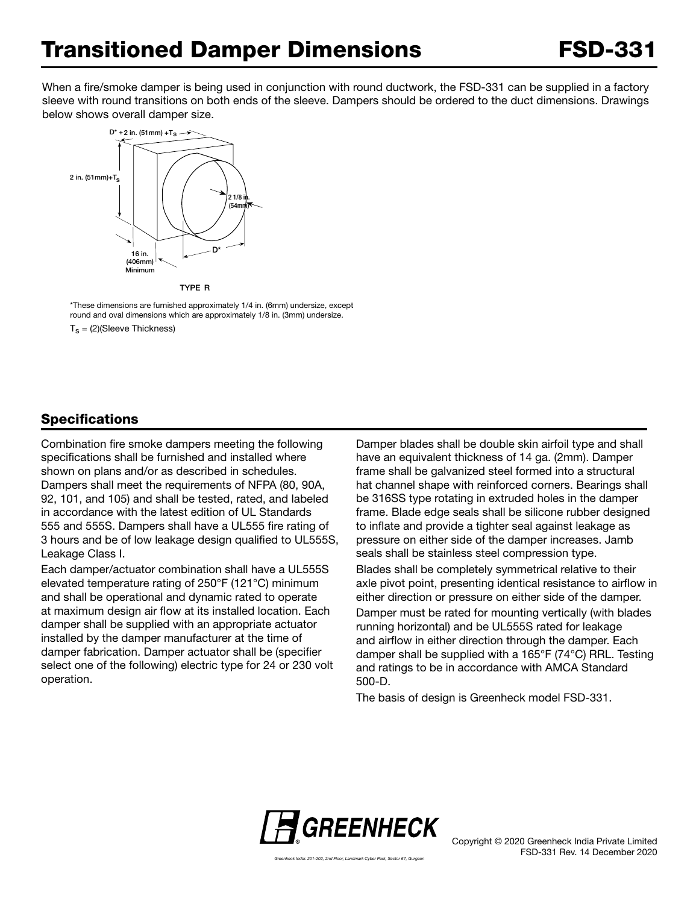# Transitioned Damper Dimensions

When a fire/smoke damper is being used in conjunction with round ductwork, the FSD-331 can be supplied in a factory sleeve with round transitions on both ends of the sleeve. Dampers should be ordered to the duct dimensions. Drawings below shows overall damper size.

D* + 2 in. (51mm) + $T_S$

2 in. (51mm)+$T_S$

2 1/8 in. (54mm)

D*

16 in. (406mm) Minimum

TYPE R

*These dimensions are furnished approximately 1/4 in. (6mm) undersize, except round and oval dimensions which are approximately 1/8 in. (3mm) undersize.

$T_S$ = (2)(Sleeve Thickness)

## Specifications

Combination fire smoke dampers meeting the following specifications shall be furnished and installed where shown on plans and/or as described in schedules. Dampers shall meet the requirements of NFPA (80, 90A, 92, 101, and 105) and shall be tested, rated, and labeled in accordance with the latest edition of UL Standards 555 and 555S. Dampers shall have a UL555 fire rating of 3 hours and be of low leakage design qualified to UL555S, Leakage Class I.

Each damper/actuator combination shall have a UL555S elevated temperature rating of 250°F (121°C) minimum and shall be operational and dynamic rated to operate at maximum design air flow at its installed location. Each damper shall be supplied with an appropriate actuator installed by the damper manufacturer at the time of damper fabrication. Damper actuator shall be (specifier select one of the following) electric type for 24 or 230 volt operation.

Damper blades shall be double skin airfoil type and shall have an equivalent thickness of 14 ga. (2mm). Damper frame shall be galvanized steel formed into a structural hat channel shape with reinforced corners. Bearings shall be 316SS type rotating in extruded holes in the damper frame. Blade edge seals shall be silicone rubber designed to inflate and provide a tighter seal against leakage as pressure on either side of the damper increases. Jamb seals shall be stainless steel compression type.

Blades shall be completely symmetrical relative to their axle pivot point, presenting identical resistance to airflow in either direction or pressure on either side of the damper.

Damper must be rated for mounting vertically (with blades running horizontal) and be UL555S rated for leakage and airflow in either direction through the damper. Each damper shall be supplied with a 165°F (74°C) RRL. Testing and ratings to be in accordance with AMCA Standard 500-D.

The basis of design is Greenheck model FSD-331.

Greenheck India: 201-202, 2nd Floor, Landmark Cyber Park, Sector 67, Gurgaon

Copyright © 2020 Greenheck India Private Limited
FSD-331 Rev. 14 December 2020